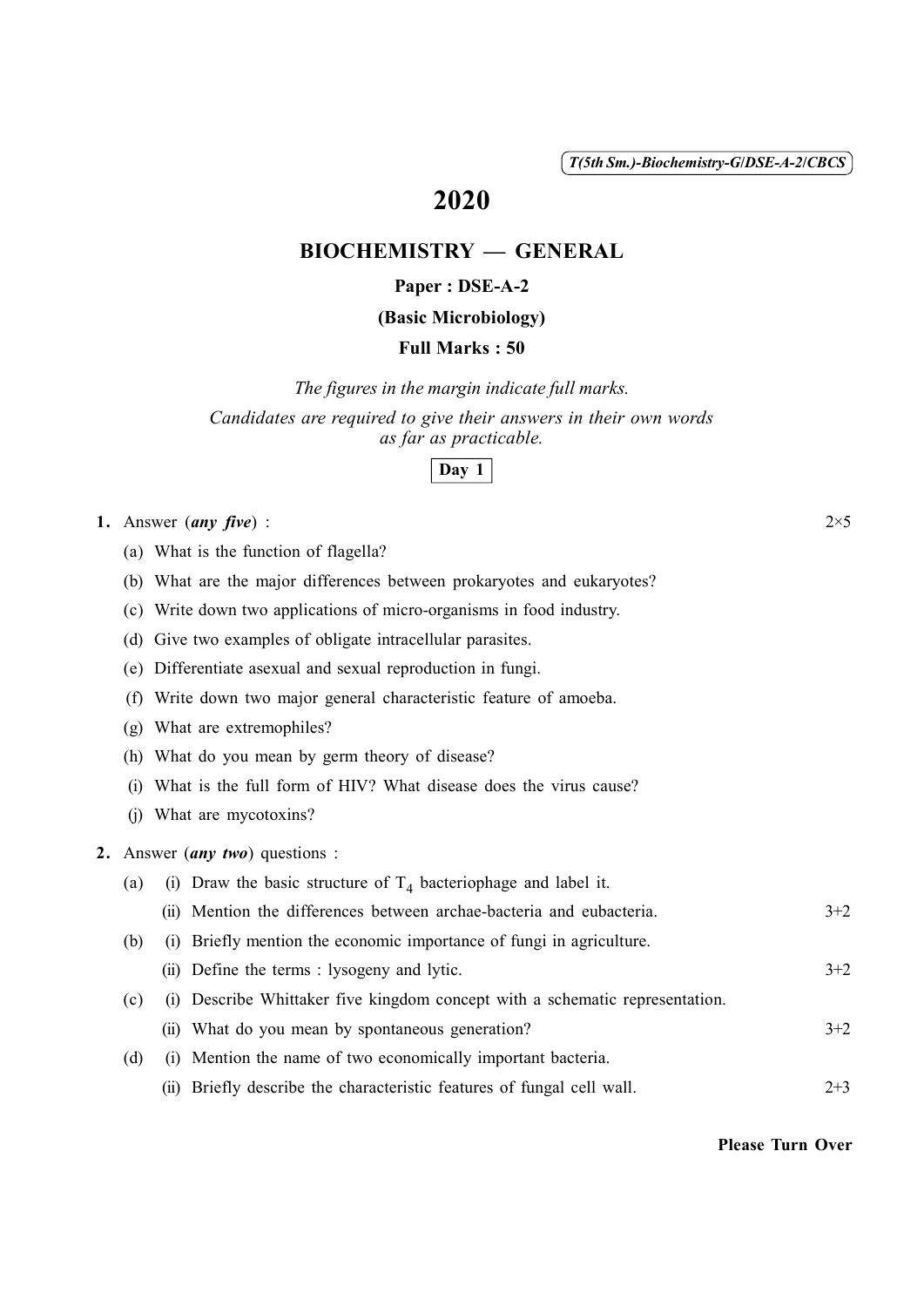*T(5th Sm.)-Biochemistry-G/DSE-A-2/CBCS*

# 2020

## BIOCHEMISTRY — GENERAL

**Paper : DSE-A-2**

**(Basic Microbiology)**

**Full Marks : 50**

*The figures in the margin indicate full marks.*

*Candidates are required to give their answers in their own words as far as practicable.*

**Day 1**

**1.** Answer (***any five***) : 2×5

(a) What is the function of flagella?

(b) What are the major differences between prokaryotes and eukaryotes?

(c) Write down two applications of micro-organisms in food industry.

(d) Give two examples of obligate intracellular parasites.

(e) Differentiate asexual and sexual reproduction in fungi.

(f) Write down two major general characteristic feature of amoeba.

(g) What are extremophiles?

(h) What do you mean by germ theory of disease?

(i) What is the full form of HIV? What disease does the virus cause?

(j) What are mycotoxins?

**2.** Answer (***any two***) questions :

(a) (i) Draw the basic structure of $T_4$ bacteriophage and label it.

(ii) Mention the differences between archae-bacteria and eubacteria. 3+2

(b) (i) Briefly mention the economic importance of fungi in agriculture.

(ii) Define the terms : lysogeny and lytic. 3+2

(c) (i) Describe Whittaker five kingdom concept with a schematic representation.

(ii) What do you mean by spontaneous generation? 3+2

(d) (i) Mention the name of two economically important bacteria.

(ii) Briefly describe the characteristic features of fungal cell wall. 2+3

**Please Turn Over**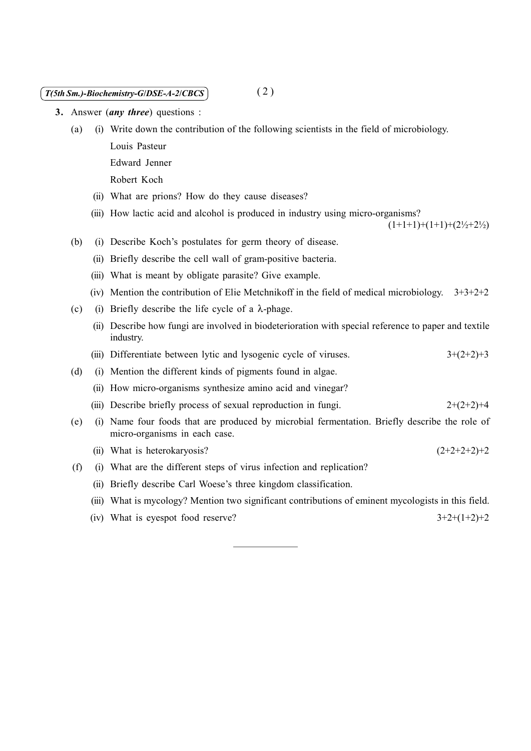3. Answer (***any three***) questions :

(a) (i) Write down the contribution of the following scientists in the field of microbiology.

Louis Pasteur

Edward Jenner

Robert Koch

(ii) What are prions? How do they cause diseases?

(iii) How lactic acid and alcohol is produced in industry using micro-organisms?

(1+1+1)+(1+1)+(2½+2½)

(b) (i) Describe Koch's postulates for germ theory of disease.

(ii) Briefly describe the cell wall of gram-positive bacteria.

(iii) What is meant by obligate parasite? Give example.

(iv) Mention the contribution of Elie Metchnikoff in the field of medical microbiology. 3+3+2+2

(c) (i) Briefly describe the life cycle of a $\lambda$-phage.

(ii) Describe how fungi are involved in biodeterioration with special reference to paper and textile industry.

(iii) Differentiate between lytic and lysogenic cycle of viruses. 3+(2+2)+3

(d) (i) Mention the different kinds of pigments found in algae.

(ii) How micro-organisms synthesize amino acid and vinegar?

(iii) Describe briefly process of sexual reproduction in fungi. 2+(2+2)+4

(e) (i) Name four foods that are produced by microbial fermentation. Briefly describe the role of micro-organisms in each case.

(ii) What is heterokaryosis? (2+2+2+2)+2

(f) (i) What are the different steps of virus infection and replication?

(ii) Briefly describe Carl Woese's three kingdom classification.

(iii) What is mycology? Mention two significant contributions of eminent mycologists in this field.

(iv) What is eyespot food reserve? 3+2+(1+2)+2